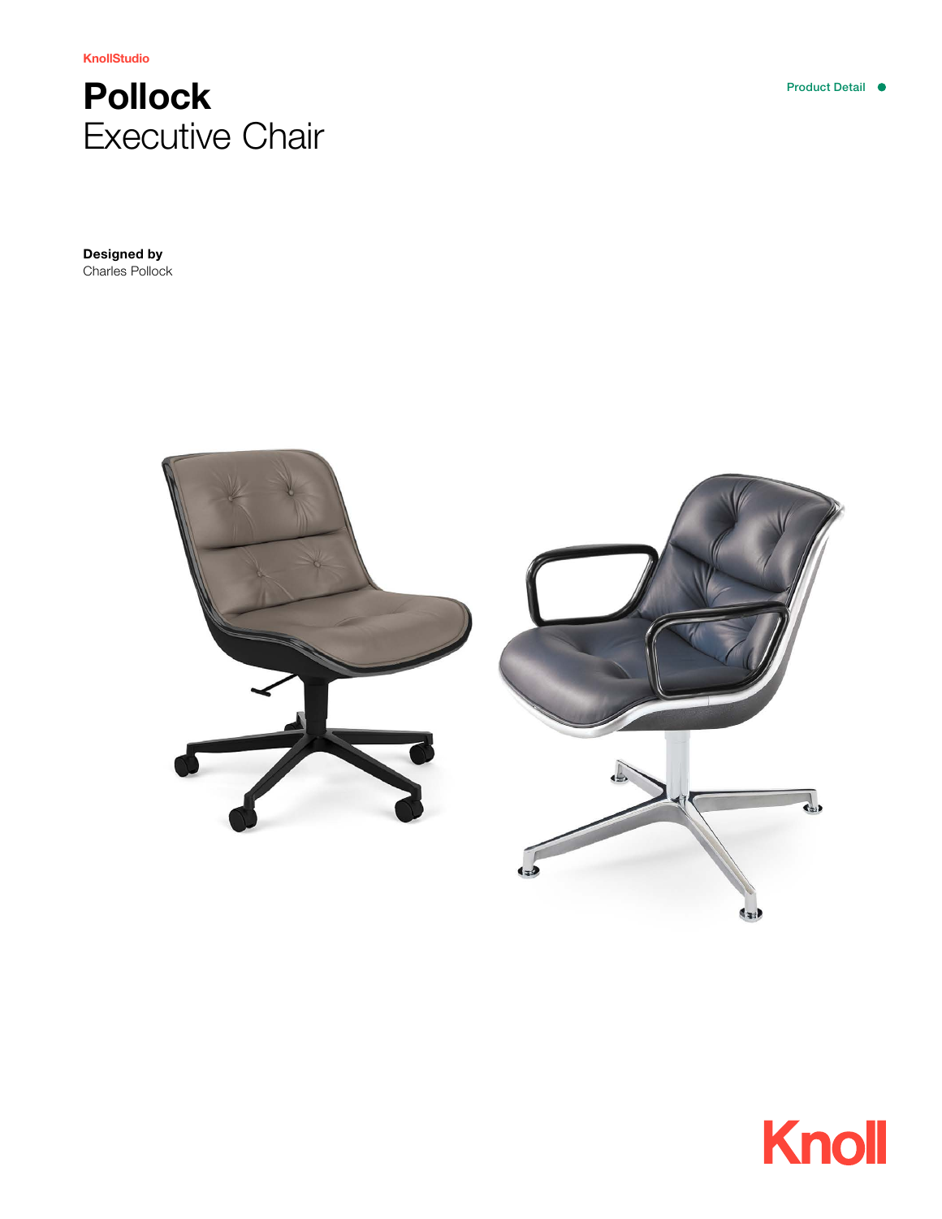KnollStudio

# Pollock
Executive Chair

Product Detail

**Designed by**
Charles Pollock

Knoll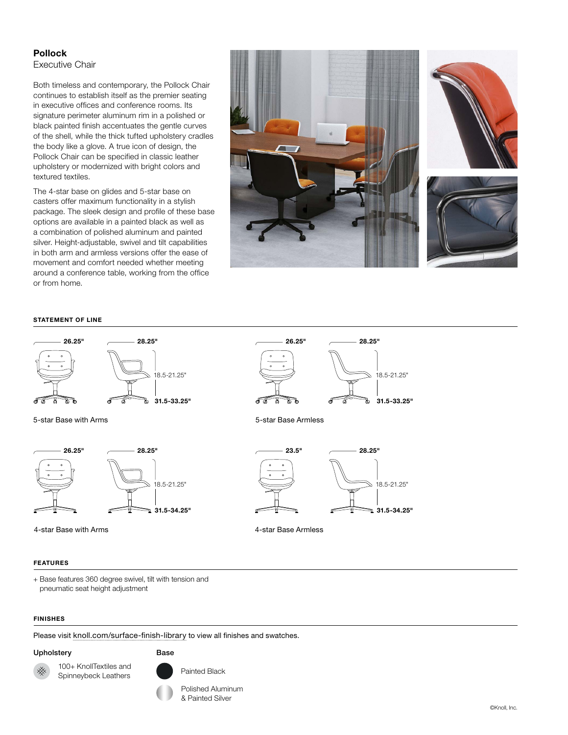## Pollock

Executive Chair

Both timeless and contemporary, the Pollock Chair continues to establish itself as the premier seating in executive offices and conference rooms. Its signature perimeter aluminum rim in a polished or black painted finish accentuates the gentle curves of the shell, while the thick tufted upholstery cradles the body like a glove. A true icon of design, the Pollock Chair can be specified in classic leather upholstery or modernized with bright colors and textured textiles.

The 4-star base on glides and 5-star base on casters offer maximum functionality in a stylish package. The sleek design and profile of these base options are available in a painted black as well as a combination of polished aluminum and painted silver. Height-adjustable, swivel and tilt capabilities in both arm and armless versions offer the ease of movement and comfort needed whether meeting around a conference table, working from the office or from home.

### STATEMENT OF LINE

26.25"
28.25"
18.5-21.25"
31.5-33.25"

5-star Base with Arms

26.25"
28.25"
18.5-21.25"
31.5-33.25"

5-star Base Armless

26.25"
28.25"
18.5-21.25"
31.5-34.25"

4-star Base with Arms

23.5"
28.25"
18.5-21.25"
31.5-34.25"

4-star Base Armless

### FEATURES

+ Base features 360 degree swivel, tilt with tension and pneumatic seat height adjustment

### FINISHES

Please visit knoll.com/surface-finish-library to view all finishes and swatches.

**Upholstery**

100+ KnollTextiles and Spinneybeck Leathers

**Base**

Painted Black

Polished Aluminum & Painted Silver

©Knoll, Inc.